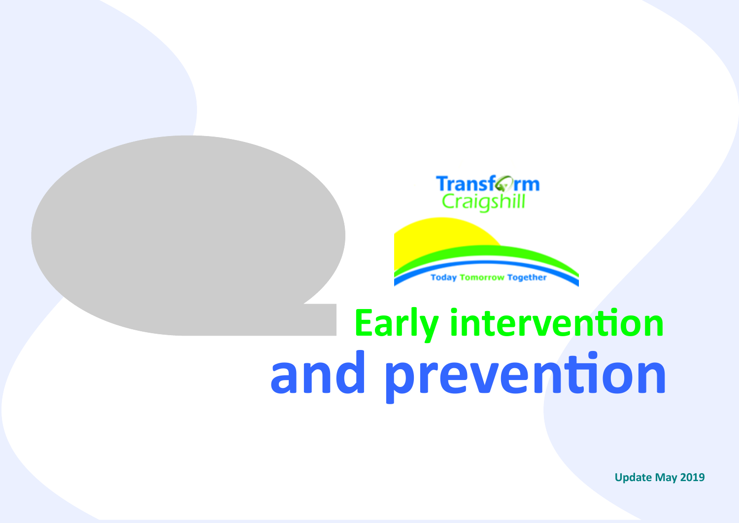Transform Craigshill

Today Tomorrow Together

# Early intervention and prevention

Update May 2019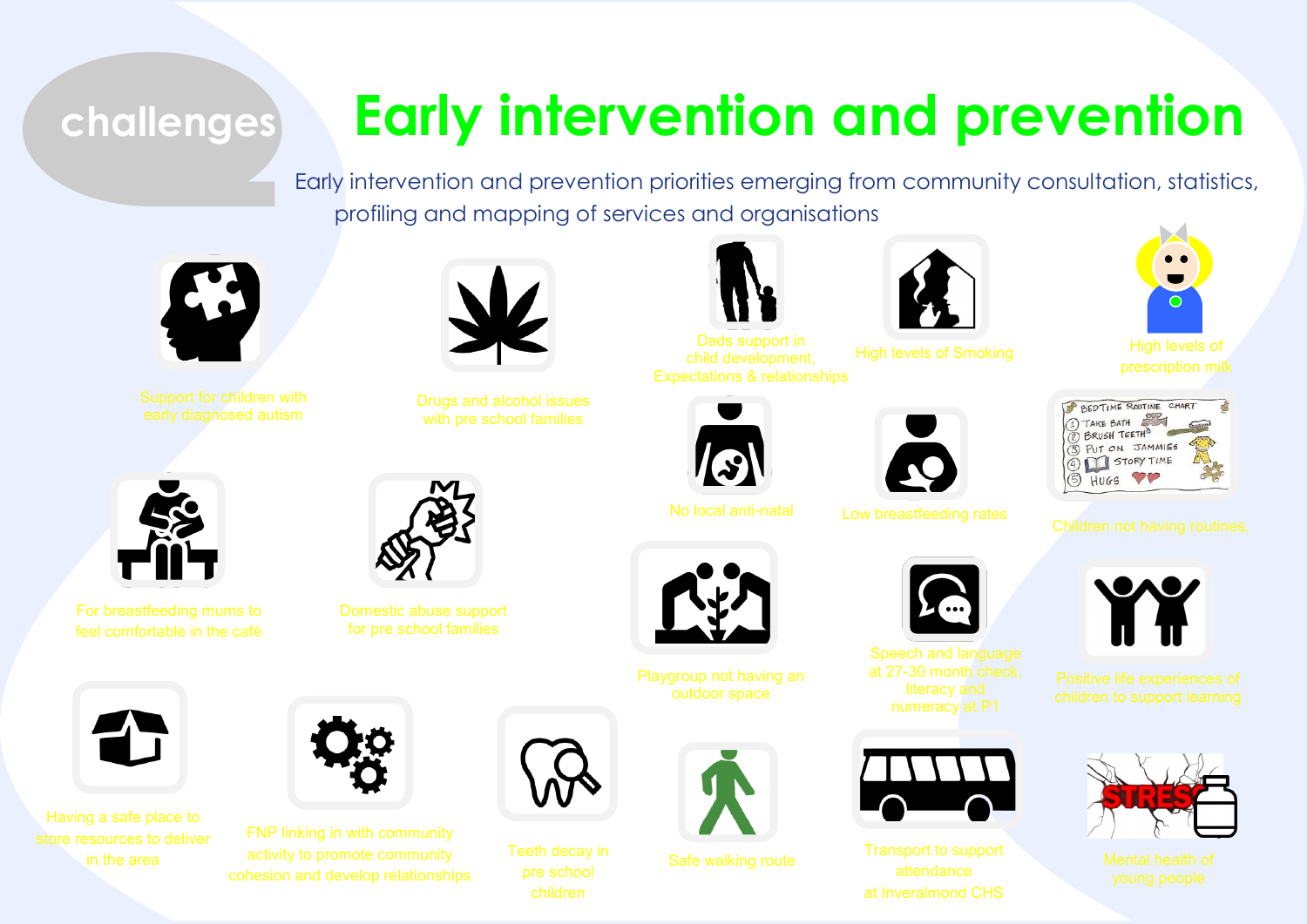challenges

# Early intervention and prevention

Early intervention and prevention priorities emerging from community consultation, statistics, profiling and mapping of services and organisations

- Support for children with early diagnosed autism
- Drugs and alcohol issues with pre school families
- Dads support in child development, Expectations & relationships
- High levels of Smoking
- High levels of prescription milk
- No local anti-natal
- Low breastfeeding rates
- Children not having routines,
- For breastfeeding mums to feel comfortable in the café
- Domestic abuse support for pre school families
- Playgroup not having an outdoor space
- Speech and language at 27-30 month check, literacy and numeracy at P1
- Positive life experiences of children to support learning
- Having a safe place to store resources to deliver in the area
- FNP linking in with community activity to promote community cohesion and develop relationships
- Teeth decay in pre school children
- Safe walking route
- Transport to support attendance at Inveralmond CHS
- Mental health of young people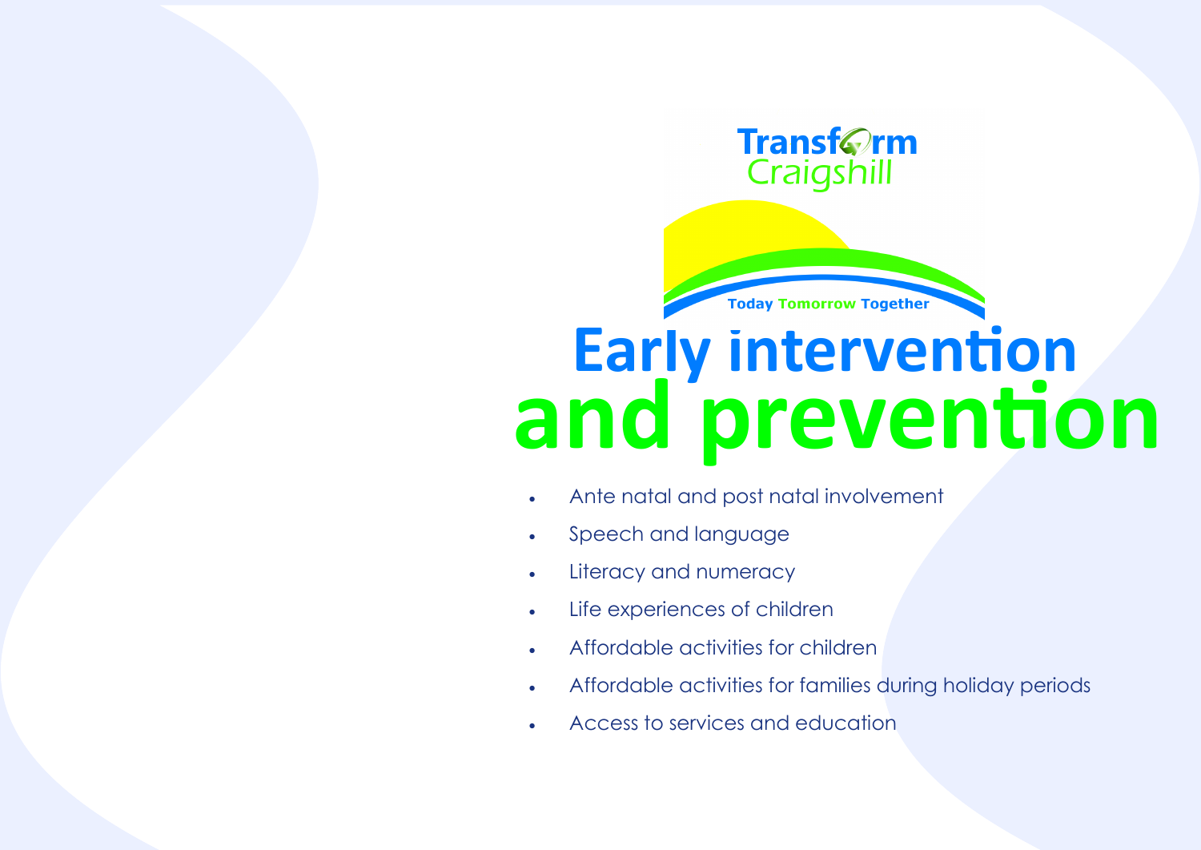Transform Craigshill

Today Tomorrow Together

# Early intervention and prevention

- Ante natal and post natal involvement
- Speech and language
- Literacy and numeracy
- Life experiences of children
- Affordable activities for children
- Affordable activities for families during holiday periods
- Access to services and education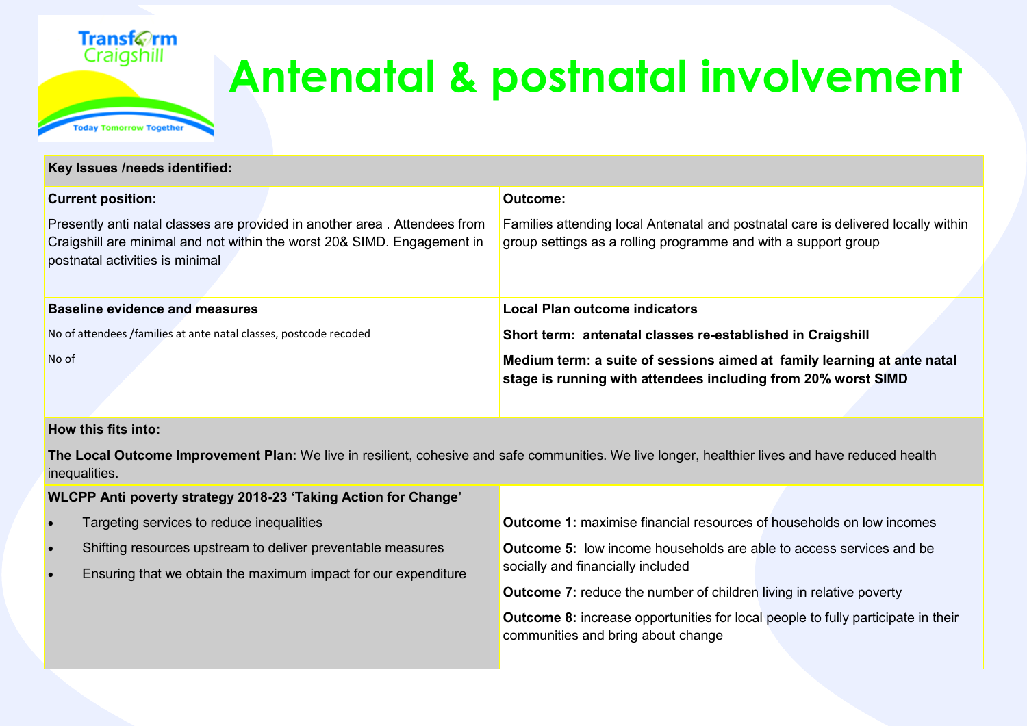# Antenatal & postnatal involvement

| **Key Issues /needs identified:** | |
|---|---|
| **Current position:**<br><br>Presently anti natal classes are provided in another area . Attendees from Craigshill are minimal and not within the worst 20& SIMD. Engagement in postnatal activities is minimal | **Outcome:**<br><br>Families attending local Antenatal and postnatal care is delivered locally within group settings as a rolling programme and with a support group |
| **Baseline evidence and measures**<br><br>No of attendees /families at ante natal classes, postcode recoded<br><br>No of | **Local Plan outcome indicators**<br><br>**Short term: antenatal classes re-established in Craigshill**<br><br>**Medium term: a suite of sessions aimed at family learning at ante natal stage is running with attendees including from 20% worst SIMD** |
| **How this fits into:**<br><br>**The Local Outcome Improvement Plan:** We live in resilient, cohesive and safe communities. We live longer, healthier lives and have reduced health inequalities. | |
| **WLCPP Anti poverty strategy 2018-23 'Taking Action for Change'**<br><br>• Targeting services to reduce inequalities<br>• Shifting resources upstream to deliver preventable measures<br>• Ensuring that we obtain the maximum impact for our expenditure | **Outcome 1:** maximise financial resources of households on low incomes<br><br>**Outcome 5:** low income households are able to access services and be socially and financially included<br><br>**Outcome 7:** reduce the number of children living in relative poverty<br><br>**Outcome 8:** increase opportunities for local people to fully participate in their communities and bring about change |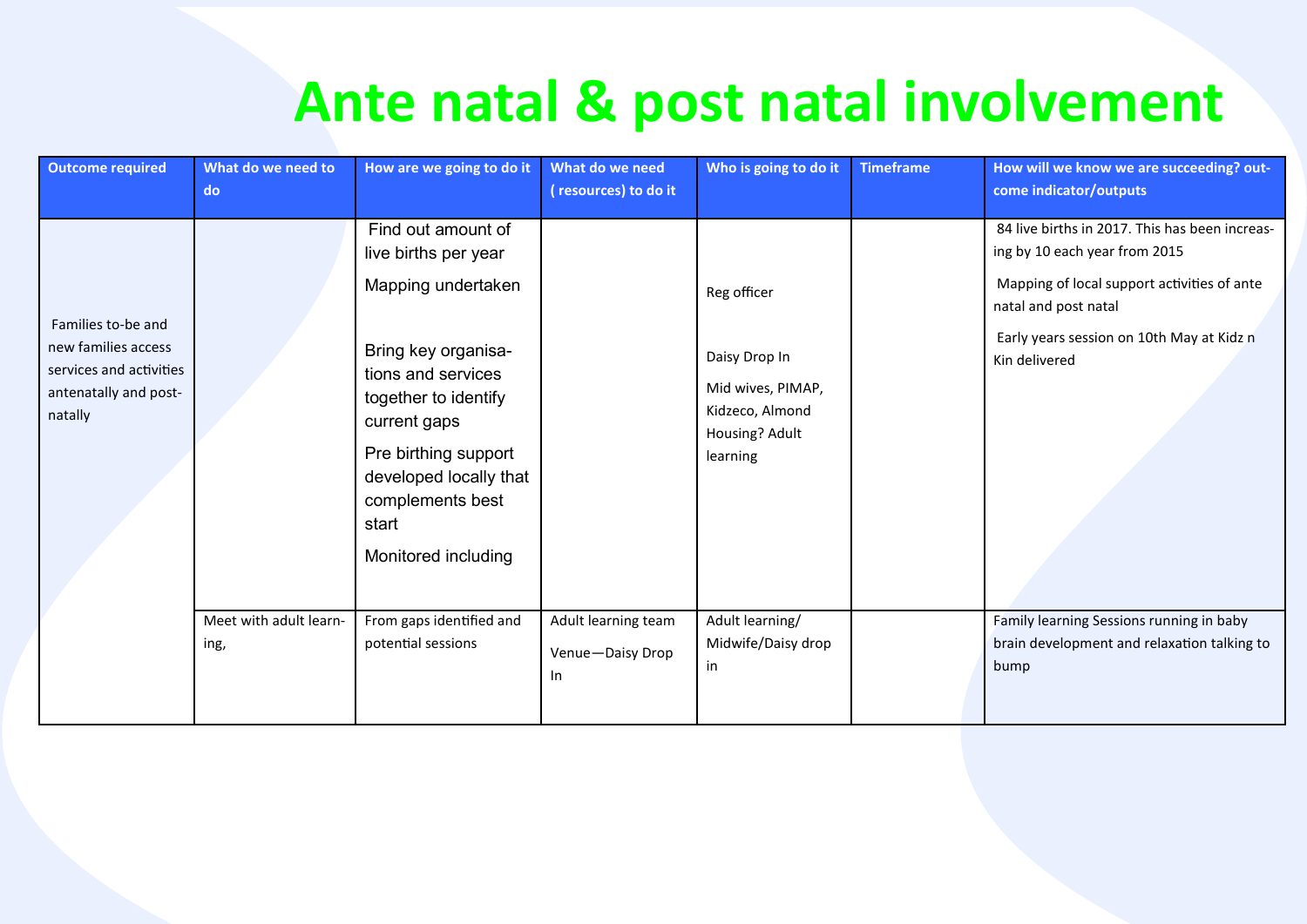# Ante natal & post natal involvement

| Outcome required | What do we need to do | How are we going to do it | What do we need ( resources) to do it | Who is going to do it | Timeframe | How will we know we are succeeding? out-come indicator/outputs |
|---|---|---|---|---|---|---|
| Families to-be and new families access services and activities antenatally and post-natally | | Find out amount of live births per year<br>Mapping undertaken<br>Bring key organisa-tions and services together to identify current gaps<br>Pre birthing support developed locally that complements best start<br>Monitored including | | Reg officer<br>Daisy Drop In<br>Mid wives, PIMAP, Kidzeco, Almond Housing? Adult learning | | 84 live births in 2017. This has been increas-ing by 10 each year from 2015<br>Mapping of local support activities of ante natal and post natal<br>Early years session on 10th May at Kidz n Kin delivered |
| | Meet with adult learn-ing, | From gaps identified and potential sessions | Adult learning team<br>Venue—Daisy Drop In | Adult learning/ Midwife/Daisy drop in | | Family learning Sessions running in baby brain development and relaxation talking to bump |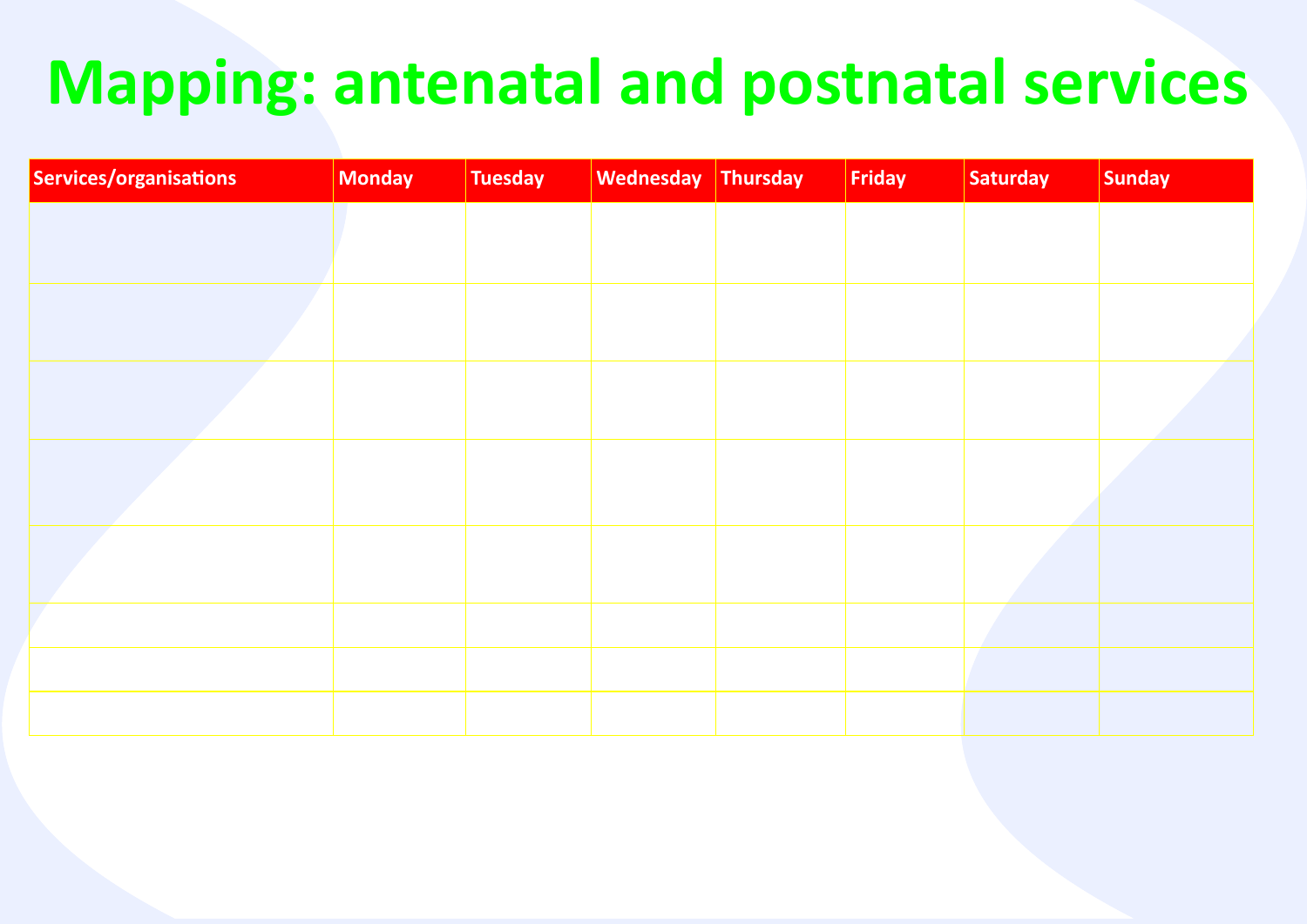# Mapping: antenatal and postnatal services

| Services/organisations | Monday | Tuesday | Wednesday | Thursday | Friday | Saturday | Sunday |
|---|---|---|---|---|---|---|---|
| | | | | | | | |
| | | | | | | | |
| | | | | | | | |
| | | | | | | | |
| | | | | | | | |
| | | | | | | | |
| | | | | | | | |
| | | | | | | | |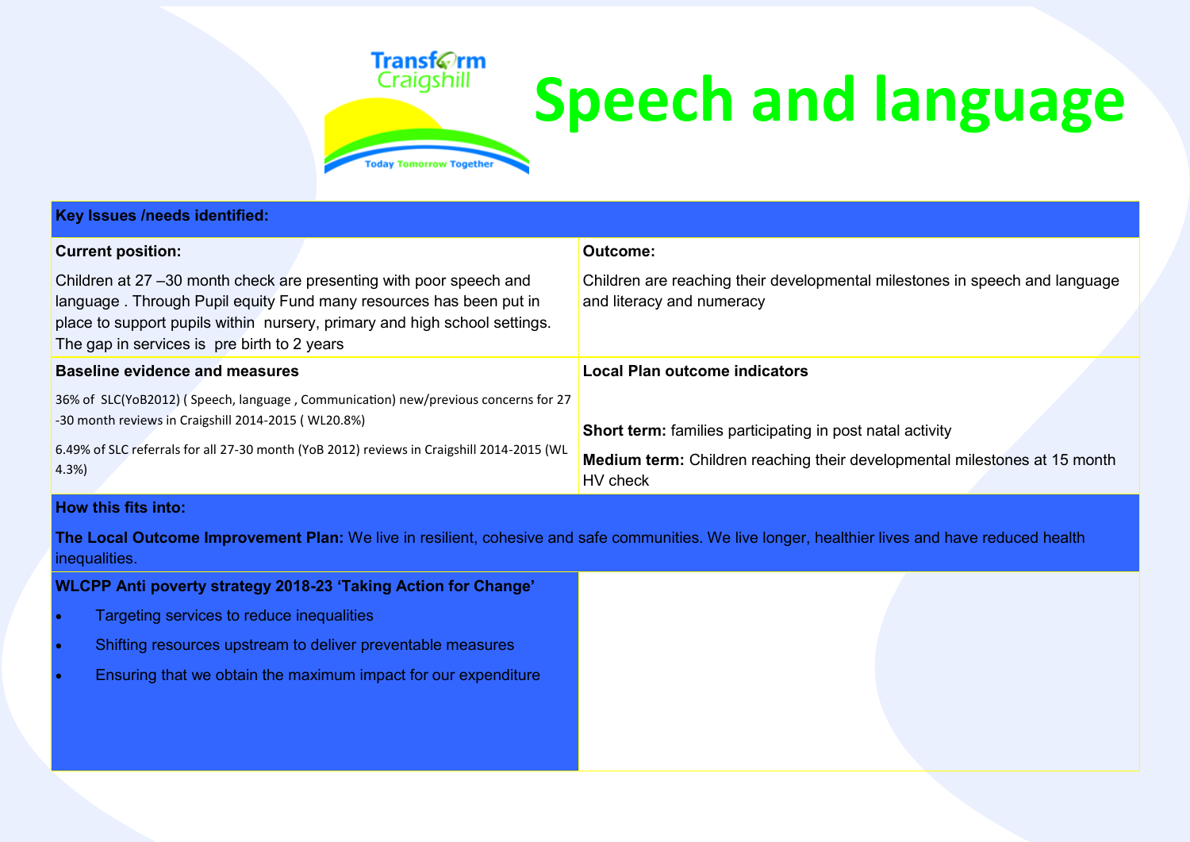Transform Craigshill

Today Tomorrow Together

# Speech and language

**Key Issues /needs identified:**

| **Current position:** | **Outcome:** |
|---|---|
| Children at 27 –30 month check are presenting with poor speech and language . Through Pupil equity Fund many resources has been put in place to support pupils within nursery, primary and high school settings. The gap in services is pre birth to 2 years | Children are reaching their developmental milestones in speech and language and literacy and numeracy |
| **Baseline evidence and measures**<br><br>36% of SLC(YoB2012) ( Speech, language , Communication) new/previous concerns for 27 -30 month reviews in Craigshill 2014-2015 ( WL20.8%)<br><br>6.49% of SLC referrals for all 27-30 month (YoB 2012) reviews in Craigshill 2014-2015 (WL 4.3%) | **Local Plan outcome indicators**<br><br>**Short term:** families participating in post natal activity<br><br>**Medium term:** Children reaching their developmental milestones at 15 month HV check |

**How this fits into:**

**The Local Outcome Improvement Plan:** We live in resilient, cohesive and safe communities. We live longer, healthier lives and have reduced health inequalities.

**WLCPP Anti poverty strategy 2018-23 'Taking Action for Change'**

- Targeting services to reduce inequalities
- Shifting resources upstream to deliver preventable measures
- Ensuring that we obtain the maximum impact for our expenditure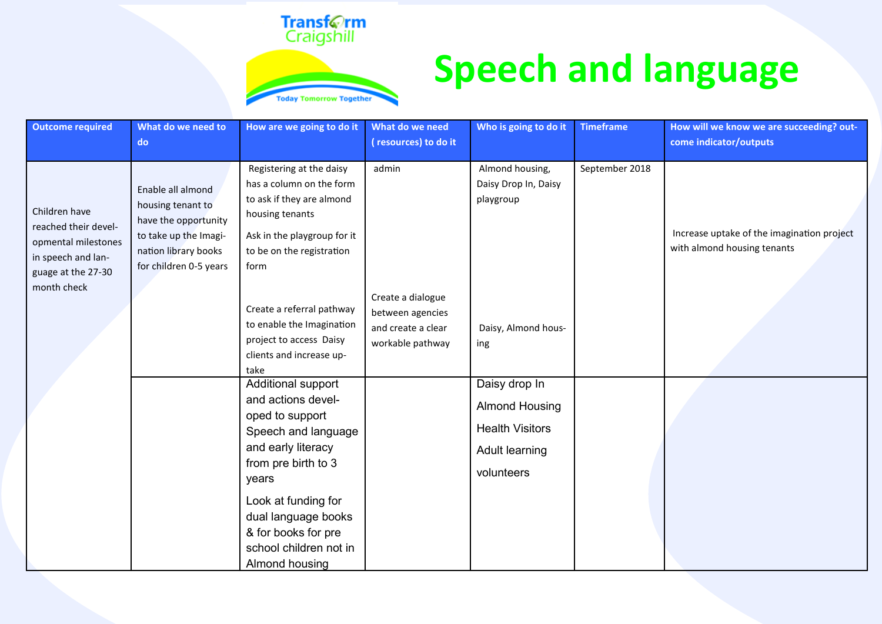Transform Craigshill

Today Tomorrow Together

# Speech and language

| Outcome required | What do we need to do | How are we going to do it | What do we need ( resources) to do it | Who is going to do it | Timeframe | How will we know we are succeeding? outcome indicator/outputs |
|---|---|---|---|---|---|---|
| Children have reached their developmental milestones in speech and language at the 27-30 month check | Enable all almond housing tenant to have the opportunity to take up the Imagination library books for children 0-5 years | Registering at the daisy has a column on the form to ask if they are almond housing tenants<br>Ask in the playgroup for it to be on the registration form<br>Create a referral pathway to enable the Imagination project to access Daisy clients and increase uptake | admin<br>Create a dialogue between agencies and create a clear workable pathway | Almond housing, Daisy Drop In, Daisy playgroup<br>Daisy, Almond housing | September 2018 | Increase uptake of the imagination project with almond housing tenants |
| | | Additional support and actions developed to support Speech and language and early literacy from pre birth to 3 years<br>Look at funding for dual language books & for books for pre school children not in Almond housing | | Daisy drop In<br>Almond Housing<br>Health Visitors<br>Adult learning<br>volunteers | | |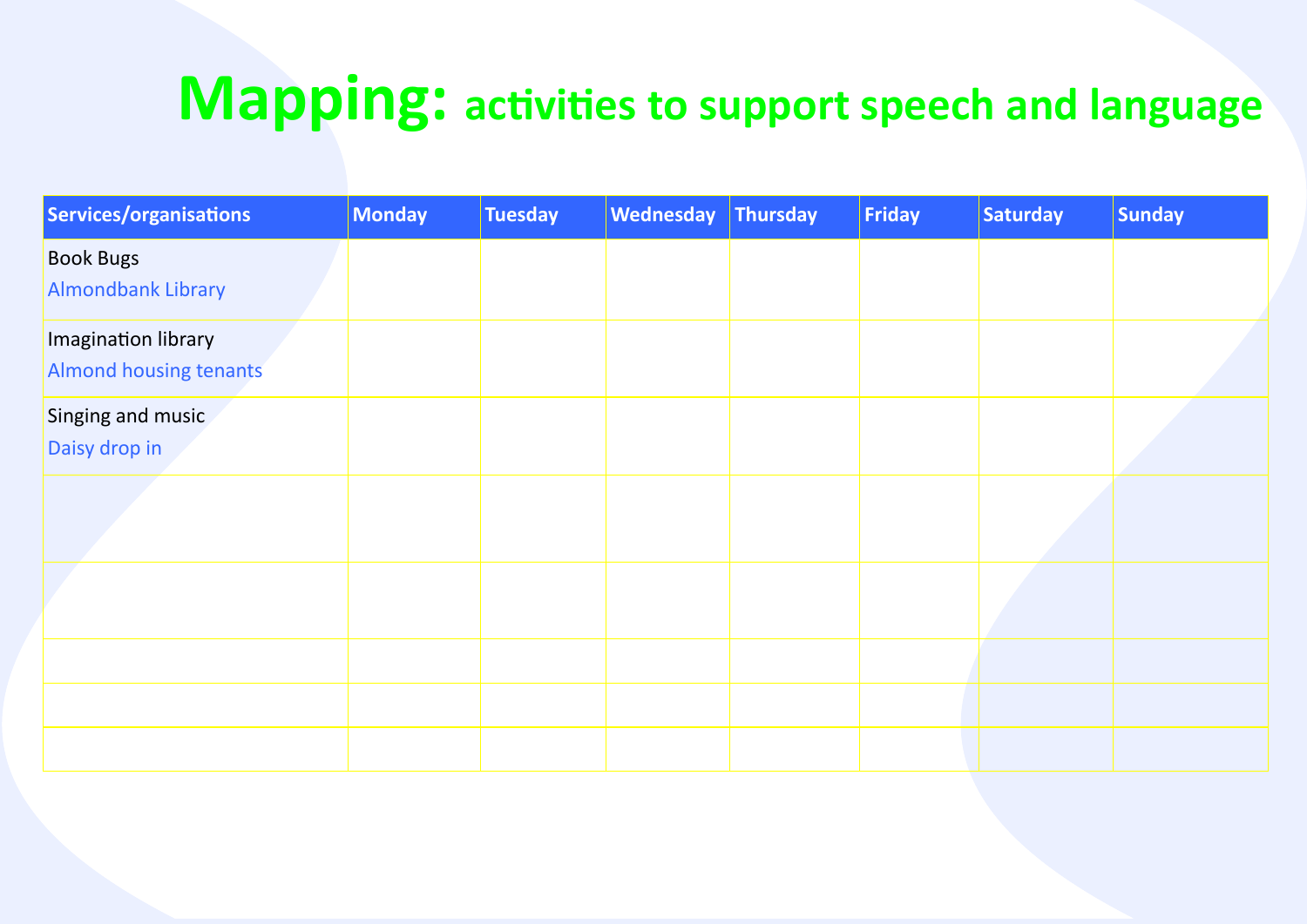# Mapping: activities to support speech and language

| Services/organisations | Monday | Tuesday | Wednesday | Thursday | Friday | Saturday | Sunday |
|---|---|---|---|---|---|---|---|
| Book Bugs<br>Almondbank Library | | | | | | | |
| Imagination library<br>Almond housing tenants | | | | | | | |
| Singing and music<br>Daisy drop in | | | | | | | |
| | | | | | | | |
| | | | | | | | |
| | | | | | | | |
| | | | | | | | |
| | | | | | | | |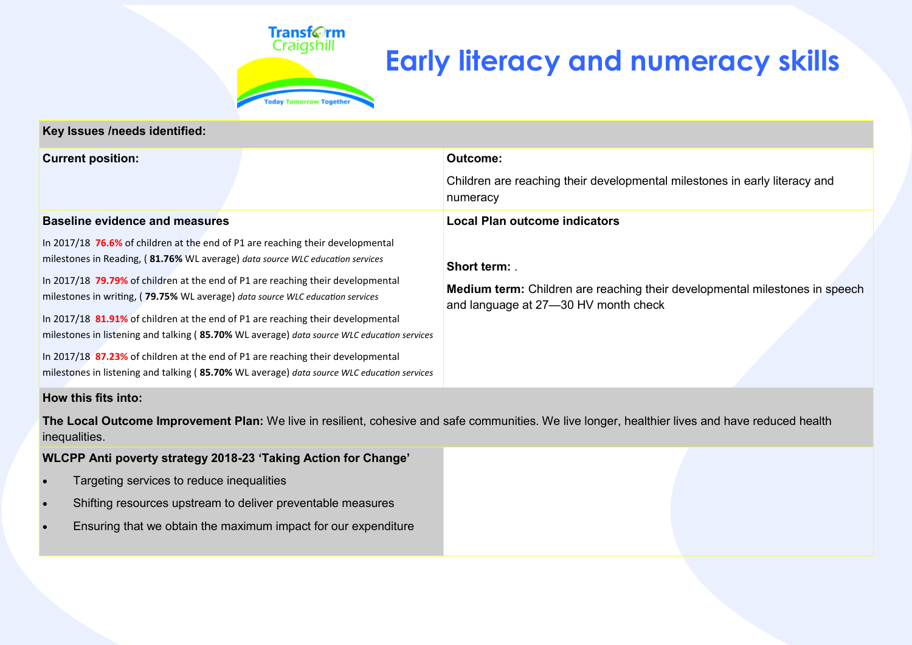Transform Craigshill

Today Tomorrow Together

# Early literacy and numeracy skills

**Key Issues /needs identified:**

| **Current position:** | **Outcome:**<br><br>Children are reaching their developmental milestones in early literacy and numeracy |
|---|---|
| **Baseline evidence and measures**<br><br>In 2017/18 **76.6%** of children at the end of P1 are reaching their developmental milestones in Reading, ( **81.76%** WL average) *data source WLC education services*<br><br>In 2017/18 **79.79%** of children at the end of P1 are reaching their developmental milestones in writing, ( **79.75%** WL average) *data source WLC education services*<br><br>In 2017/18 **81.91%** of children at the end of P1 are reaching their developmental milestones in listening and talking ( **85.70%** WL average) *data source WLC education services*<br><br>In 2017/18 **87.23%** of children at the end of P1 are reaching their developmental milestones in listening and talking ( **85.70%** WL average) *data source WLC education services* | **Local Plan outcome indicators**<br><br>**Short term:** .<br><br>**Medium term:** Children are reaching their developmental milestones in speech and language at 27—30 HV month check |

**How this fits into:**

**The Local Outcome Improvement Plan:** We live in resilient, cohesive and safe communities. We live longer, healthier lives and have reduced health inequalities.

**WLCPP Anti poverty strategy 2018-23 'Taking Action for Change'**

- Targeting services to reduce inequalities
- Shifting resources upstream to deliver preventable measures
- Ensuring that we obtain the maximum impact for our expenditure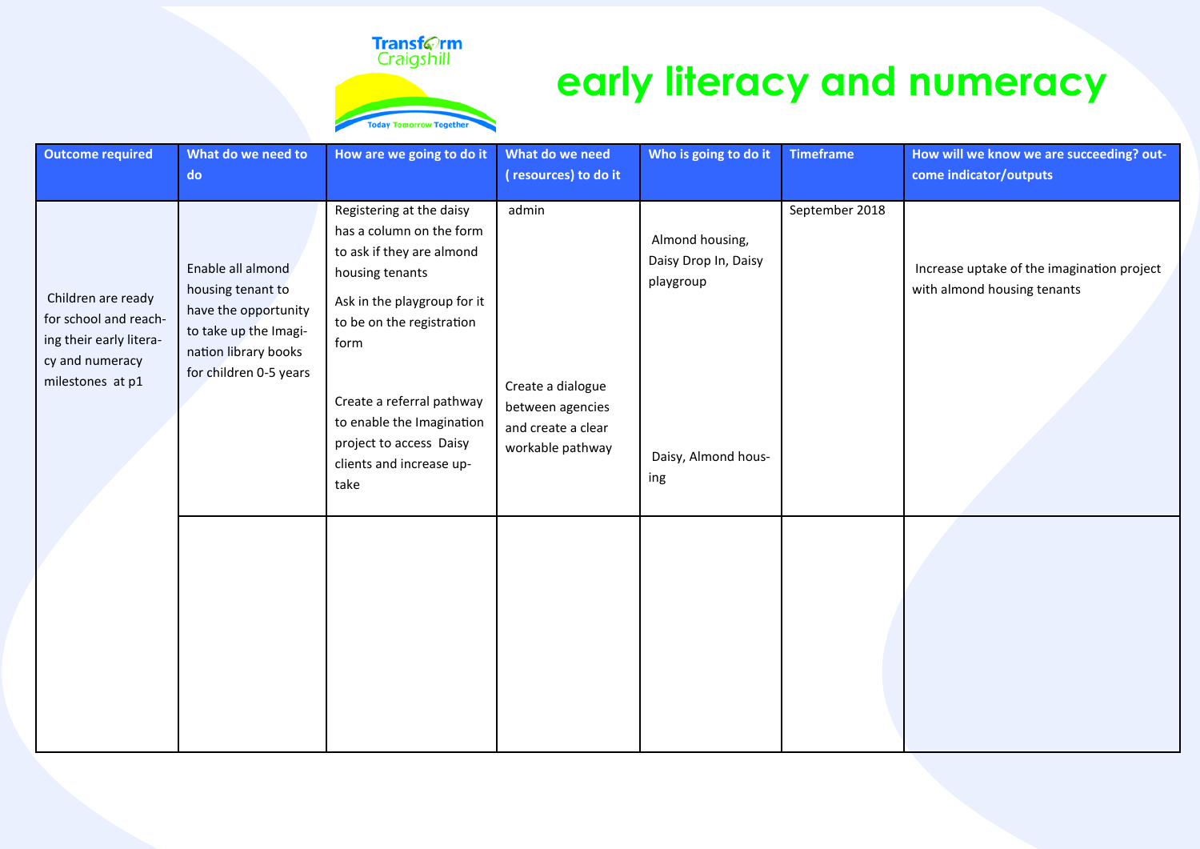Transform Craigshill

Today Tomorrow Together

# early literacy and numeracy

| Outcome required | What do we need to do | How are we going to do it | What do we need ( resources) to do it | Who is going to do it | Timeframe | How will we know we are succeeding? outcome indicator/outputs |
|---|---|---|---|---|---|---|
| Children are ready for school and reaching their early literacy and numeracy milestones at p1 | Enable all almond housing tenant to have the opportunity to take up the Imagination library books for children 0-5 years | Registering at the daisy has a column on the form to ask if they are almond housing tenants<br><br>Ask in the playgroup for it to be on the registration form<br><br>Create a referral pathway to enable the Imagination project to access Daisy clients and increase uptake | admin<br><br>Create a dialogue between agencies and create a clear workable pathway | Almond housing, Daisy Drop In, Daisy playgroup<br><br>Daisy, Almond housing | September 2018 | Increase uptake of the imagination project with almond housing tenants |
| | | | | | | |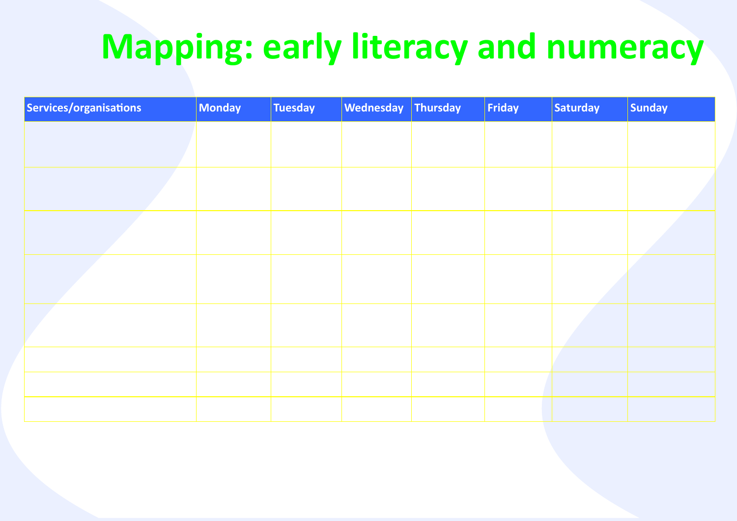# Mapping: early literacy and numeracy

| Services/organisations | Monday | Tuesday | Wednesday | Thursday | Friday | Saturday | Sunday |
|---|---|---|---|---|---|---|---|
| | | | | | | | |
| | | | | | | | |
| | | | | | | | |
| | | | | | | | |
| | | | | | | | |
| | | | | | | | |
| | | | | | | | |
| | | | | | | | |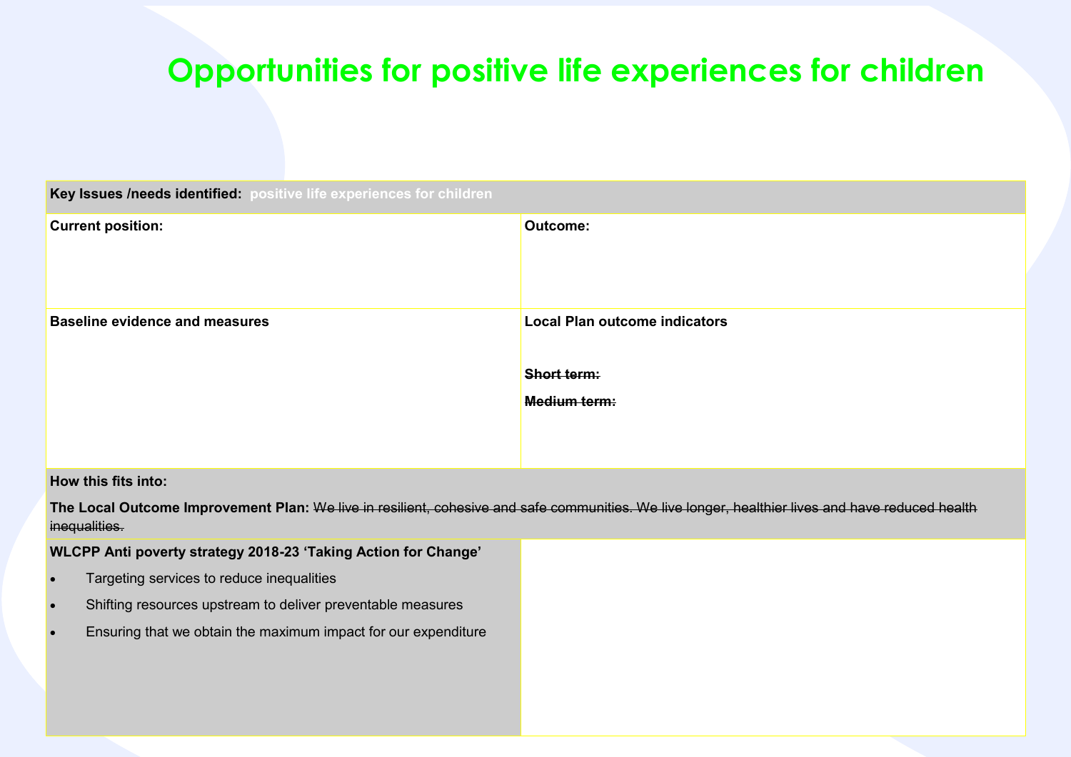# Opportunities for positive life experiences for children

| **Key Issues /needs identified:** positive life experiences for children | |
|---|---|
| **Current position:** | **Outcome:** |
| **Baseline evidence and measures** | **Local Plan outcome indicators**<br><br>~~**Short term:**~~<br><br>~~**Medium term:**~~ |
| **How this fits into:**<br><br>**The Local Outcome Improvement Plan:** ~~We live in resilient, cohesive and safe communities. We live longer, healthier lives and have reduced health inequalities.~~ | |
| **WLCPP Anti poverty strategy 2018-23 'Taking Action for Change'**<br><br>• Targeting services to reduce inequalities<br>• Shifting resources upstream to deliver preventable measures<br>• Ensuring that we obtain the maximum impact for our expenditure | |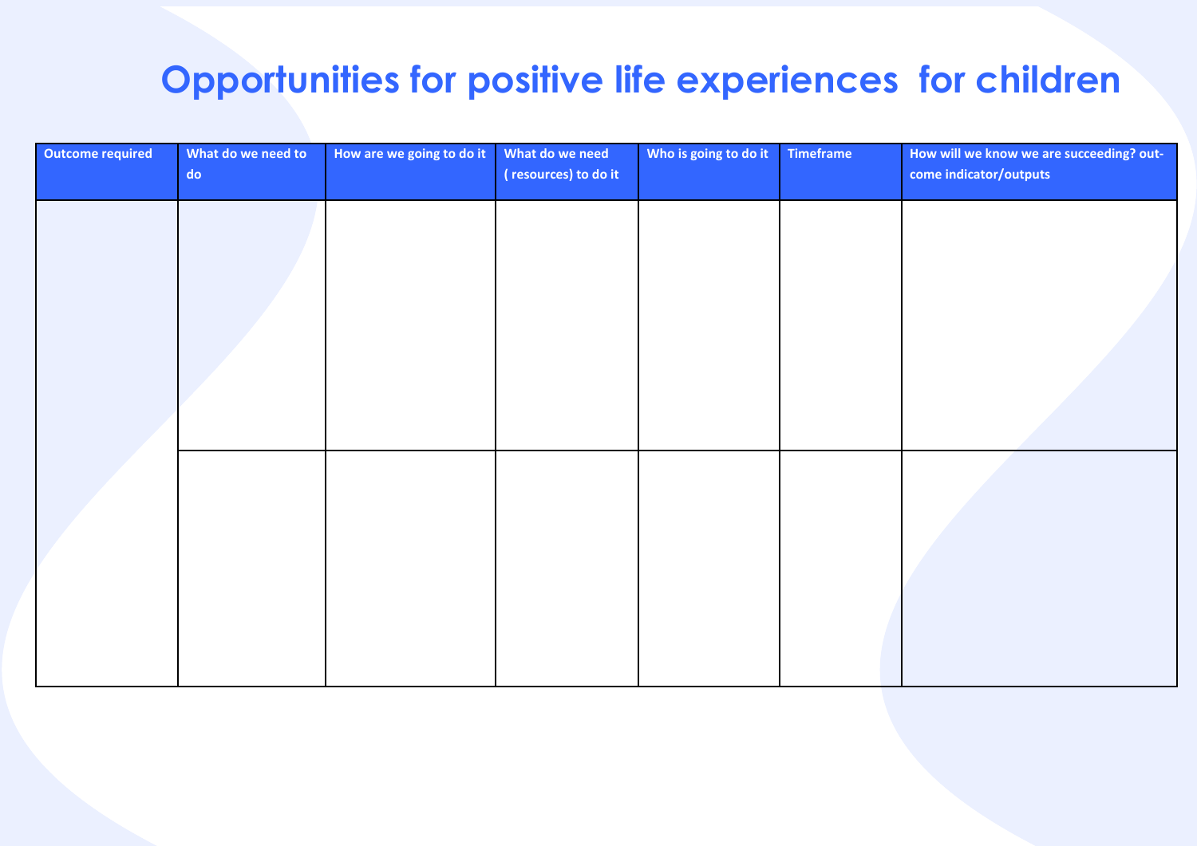# Opportunities for positive life experiences for children

| Outcome required | What do we need to do | How are we going to do it | What do we need ( resources) to do it | Who is going to do it | Timeframe | How will we know we are succeeding? out-come indicator/outputs |
|---|---|---|---|---|---|---|
| | | | | | | |
| | | | | | | |